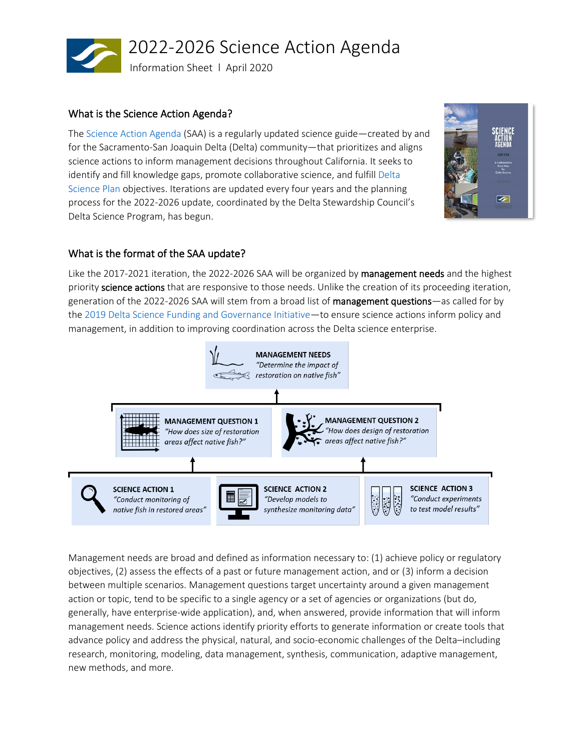# 2022-2026 Science Action Agenda

Information Sheet | April 2020

## What is the Science Action Agenda?

The Science Action Agenda (SAA) is a regularly updated science guide—created by and for the Sacramento-San Joaquin Delta (Delta) community—that prioritizes and aligns science actions to inform management decisions throughout California. It seeks to identify and fill knowledge gaps, promote collaborative science, and fulfill Delta Science Plan objectives. Iterations are updated every four years and the planning process for the 2022-2026 update, coordinated by the Delta Stewardship Council's Delta Science Program, has begun.

## What is the format of the SAA update?

Like the 2017-2021 iteration, the 2022-2026 SAA will be organized by **management needs** and the highest priority **science actions** that are responsive to those needs. Unlike the creation of its proceeding iteration, generation of the 2022-2026 SAA will stem from a broad list of **management questions**—as called for by the 2019 Delta Science Funding and Governance Initiative—to ensure science actions inform policy and management, in addition to improving coordination across the Delta science enterprise.

**MANAGEMENT NEEDS**
*"Determine the impact of restoration on native fish"*

**MANAGEMENT QUESTION 1**
*"How does size of restoration areas affect native fish?"*

**MANAGEMENT QUESTION 2**
*"How does design of restoration areas affect native fish?"*

**SCIENCE ACTION 1**
*"Conduct monitoring of native fish in restored areas"*

**SCIENCE ACTION 2**
*"Develop models to synthesize monitoring data"*

**SCIENCE ACTION 3**
*"Conduct experiments to test model results"*

Management needs are broad and defined as information necessary to: (1) achieve policy or regulatory objectives, (2) assess the effects of a past or future management action, and or (3) inform a decision between multiple scenarios. Management questions target uncertainty around a given management action or topic, tend to be specific to a single agency or a set of agencies or organizations (but do, generally, have enterprise-wide application), and, when answered, provide information that will inform management needs. Science actions identify priority efforts to generate information or create tools that advance policy and address the physical, natural, and socio-economic challenges of the Delta–including research, monitoring, modeling, data management, synthesis, communication, adaptive management, new methods, and more.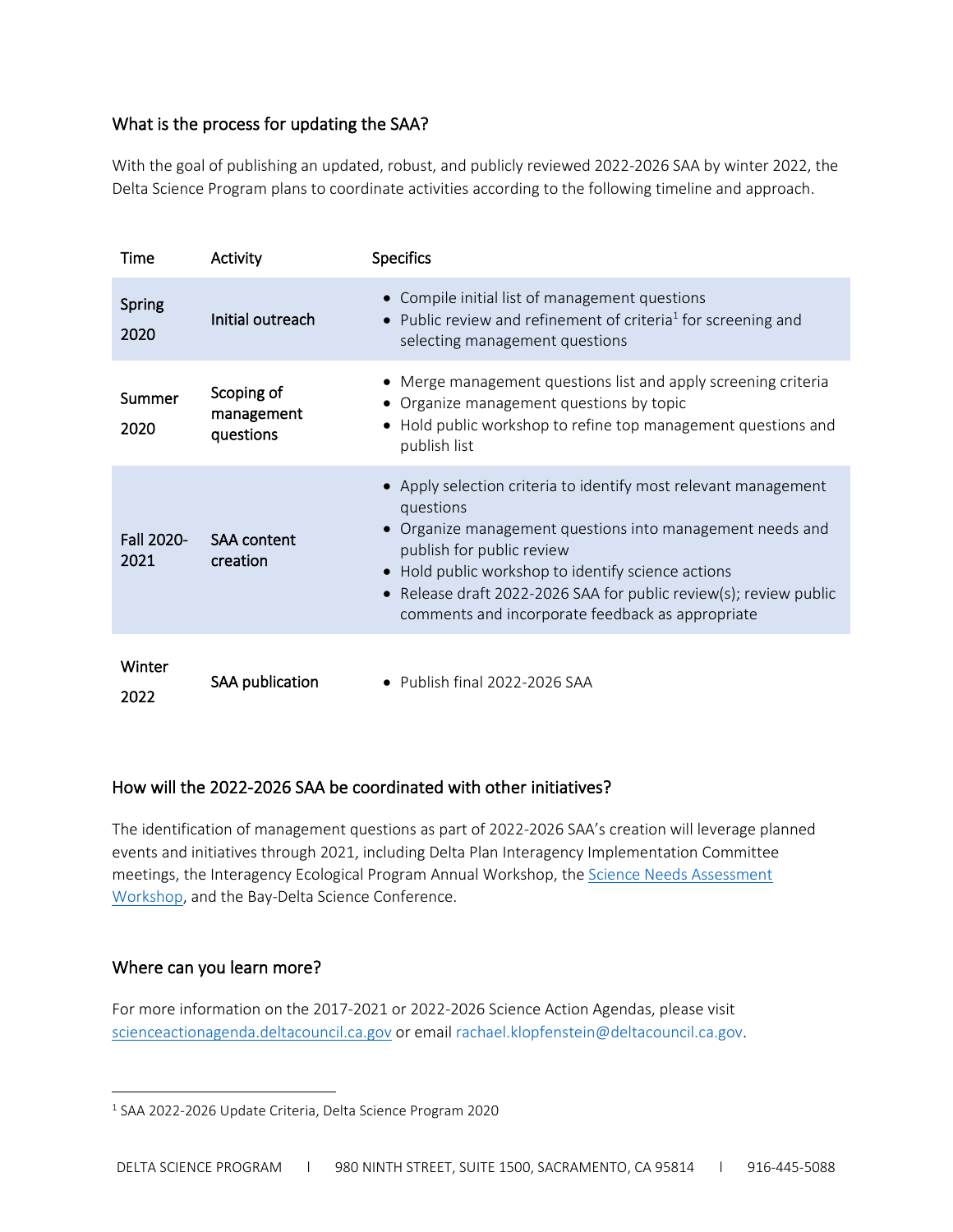## What is the process for updating the SAA?

With the goal of publishing an updated, robust, and publicly reviewed 2022-2026 SAA by winter 2022, the Delta Science Program plans to coordinate activities according to the following timeline and approach.

| Time | Activity | Specifics |
|---|---|---|
| Spring 2020 | Initial outreach | • Compile initial list of management questions<br>• Public review and refinement of criteria[1] for screening and selecting management questions |
| Summer 2020 | Scoping of management questions | • Merge management questions list and apply screening criteria<br>• Organize management questions by topic<br>• Hold public workshop to refine top management questions and publish list |
| Fall 2020-2021 | SAA content creation | • Apply selection criteria to identify most relevant management questions<br>• Organize management questions into management needs and publish for public review<br>• Hold public workshop to identify science actions<br>• Release draft 2022-2026 SAA for public review(s); review public comments and incorporate feedback as appropriate |
| Winter 2022 | SAA publication | • Publish final 2022-2026 SAA |

## How will the 2022-2026 SAA be coordinated with other initiatives?

The identification of management questions as part of 2022-2026 SAA's creation will leverage planned events and initiatives through 2021, including Delta Plan Interagency Implementation Committee meetings, the Interagency Ecological Program Annual Workshop, the Science Needs Assessment Workshop, and the Bay-Delta Science Conference.

## Where can you learn more?

For more information on the 2017-2021 or 2022-2026 Science Action Agendas, please visit scienceactionagenda.deltacouncil.ca.gov or email rachael.klopfenstein@deltacouncil.ca.gov.

[1] SAA 2022-2026 Update Criteria, Delta Science Program 2020

DELTA SCIENCE PROGRAM | 980 NINTH STREET, SUITE 1500, SACRAMENTO, CA 95814 | 916-445-5088